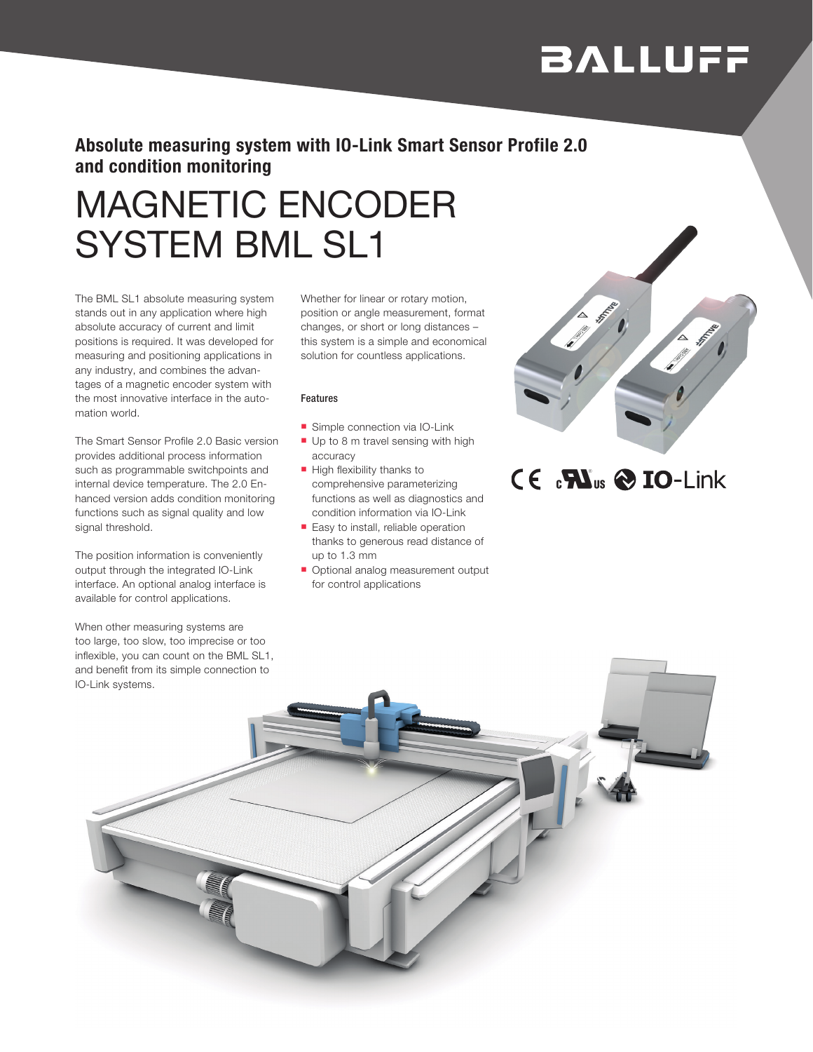BALLUFF

**Absolute measuring system with IO-Link Smart Sensor Profile 2.0 and condition monitoring**

# MAGNETIC ENCODER SYSTEM BML SL1

The BML SL1 absolute measuring system stands out in any application where high absolute accuracy of current and limit positions is required. It was developed for measuring and positioning applications in any industry, and combines the advantages of a magnetic encoder system with the most innovative interface in the automation world.

The Smart Sensor Profile 2.0 Basic version provides additional process information such as programmable switchpoints and internal device temperature. The 2.0 Enhanced version adds condition monitoring functions such as signal quality and low signal threshold.

The position information is conveniently output through the integrated IO-Link interface. An optional analog interface is available for control applications.

When other measuring systems are too large, too slow, too imprecise or too inflexible, you can count on the BML SL1, and benefit from its simple connection to IO-Link systems.

Whether for linear or rotary motion, position or angle measurement, format changes, or short or long distances – this system is a simple and economical solution for countless applications.

#### Features

- Simple connection via IO-Link
- Up to 8 m travel sensing with high accuracy
- High flexibility thanks to comprehensive parameterizing functions as well as diagnostics and condition information via IO-Link
- Easy to install, reliable operation thanks to generous read distance of up to 1.3 mm
- Optional analog measurement output for control applications

CE cULus IO-Link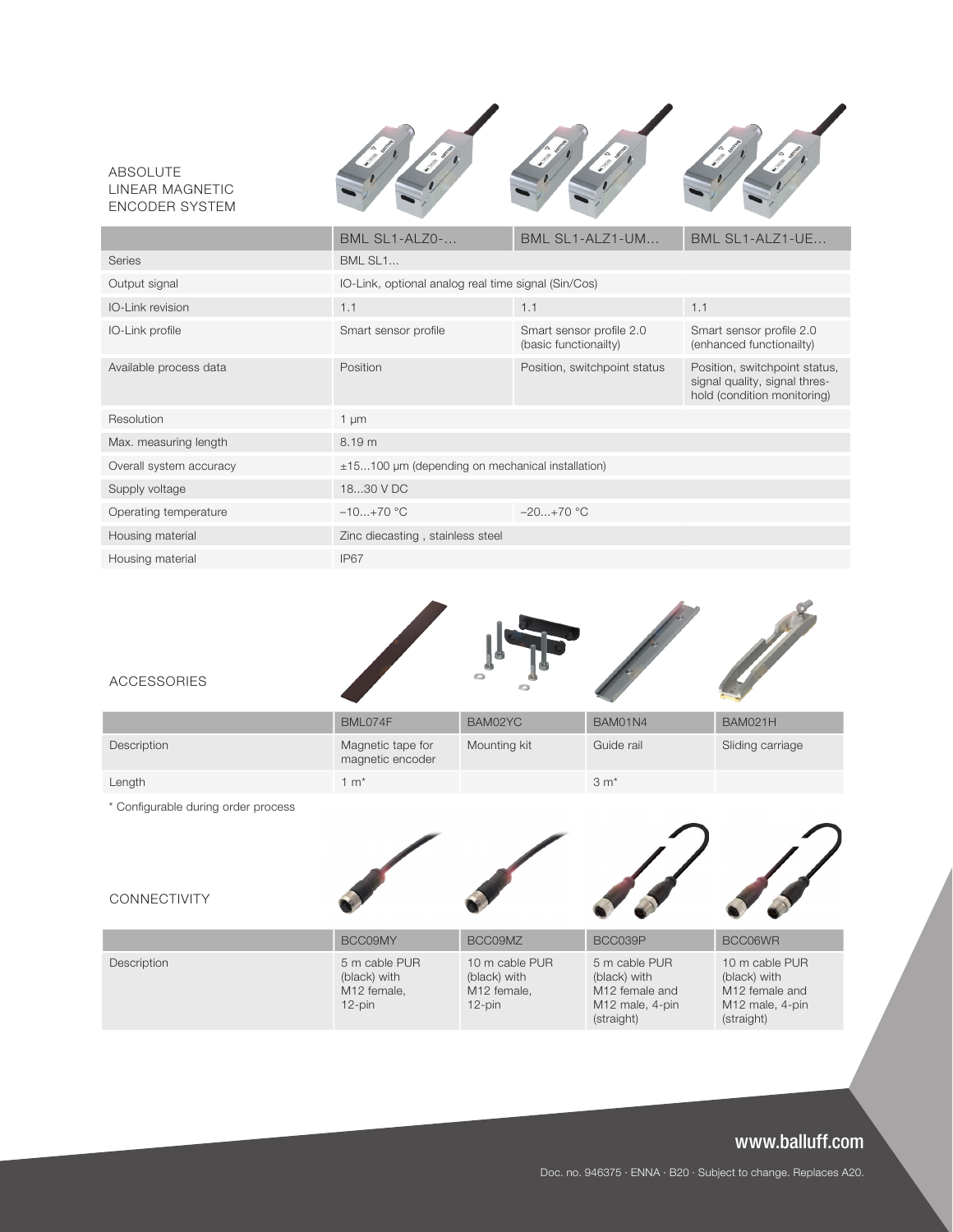ABSOLUTE LINEAR MAGNETIC ENCODER SYSTEM

| | BML SL1-ALZ0-... | BML SL1-ALZ1-UM... | BML SL1-ALZ1-UE... |
|---|---|---|---|
| Series | BML SL1... | | |
| Output signal | IO-Link, optional analog real time signal (Sin/Cos) | | |
| IO-Link revision | 1.1 | 1.1 | 1.1 |
| IO-Link profile | Smart sensor profile | Smart sensor profile 2.0 (basic functionailty) | Smart sensor profile 2.0 (enhanced functionailty) |
| Available process data | Position | Position, switchpoint status | Position, switchpoint status, signal quality, signal thres-hold (condition monitoring) |
| Resolution | 1 µm | | |
| Max. measuring length | 8.19 m | | |
| Overall system accuracy | ±15...100 µm (depending on mechanical installation) | | |
| Supply voltage | 18...30 V DC | | |
| Operating temperature | −10...+70 °C | −20...+70 °C | |
| Housing material | Zinc diecasting , stainless steel | | |
| Housing material | IP67 | | |

ACCESSORIES

| | BML074F | BAM02YC | BAM01N4 | BAM021H |
|---|---|---|---|---|
| Description | Magnetic tape for magnetic encoder | Mounting kit | Guide rail | Sliding carriage |
| Length | 1 m* | | 3 m* | |

\* Configurable during order process

CONNECTIVITY

| | BCC09MY | BCC09MZ | BCC039P | BCC06WR |
|---|---|---|---|---|
| Description | 5 m cable PUR (black) with M12 female, 12-pin | 10 m cable PUR (black) with M12 female, 12-pin | 5 m cable PUR (black) with M12 female and M12 male, 4-pin (straight) | 10 m cable PUR (black) with M12 female and M12 male, 4-pin (straight) |

www.balluff.com

Doc. no. 946375 · ENNA · B20 · Subject to change. Replaces A20.